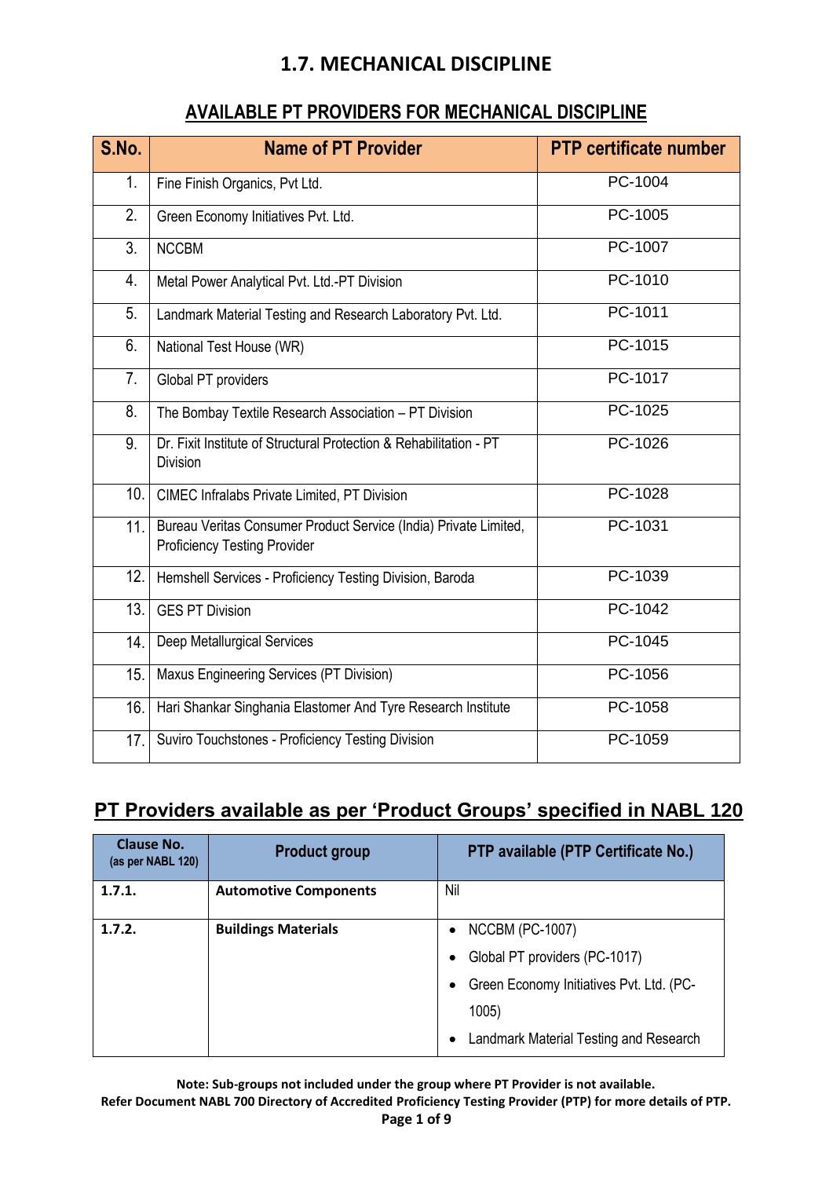# 1.7. MECHANICAL DISCIPLINE

## AVAILABLE PT PROVIDERS FOR MECHANICAL DISCIPLINE

| S.No. | Name of PT Provider | PTP certificate number |
|---|---|---|
| 1. | Fine Finish Organics, Pvt Ltd. | PC-1004 |
| 2. | Green Economy Initiatives Pvt. Ltd. | PC-1005 |
| 3. | NCCBM | PC-1007 |
| 4. | Metal Power Analytical Pvt. Ltd.-PT Division | PC-1010 |
| 5. | Landmark Material Testing and Research Laboratory Pvt. Ltd. | PC-1011 |
| 6. | National Test House (WR) | PC-1015 |
| 7. | Global PT providers | PC-1017 |
| 8. | The Bombay Textile Research Association – PT Division | PC-1025 |
| 9. | Dr. Fixit Institute of Structural Protection & Rehabilitation - PT Division | PC-1026 |
| 10. | CIMEC Infralabs Private Limited, PT Division | PC-1028 |
| 11. | Bureau Veritas Consumer Product Service (India) Private Limited, Proficiency Testing Provider | PC-1031 |
| 12. | Hemshell Services - Proficiency Testing Division, Baroda | PC-1039 |
| 13. | GES PT Division | PC-1042 |
| 14. | Deep Metallurgical Services | PC-1045 |
| 15. | Maxus Engineering Services (PT Division) | PC-1056 |
| 16. | Hari Shankar Singhania Elastomer And Tyre Research Institute | PC-1058 |
| 17. | Suviro Touchstones - Proficiency Testing Division | PC-1059 |

## PT Providers available as per 'Product Groups' specified in NABL 120

| Clause No. (as per NABL 120) | Product group | PTP available (PTP Certificate No.) |
|---|---|---|
| **1.7.1.** | **Automotive Components** | Nil |
| **1.7.2.** | **Buildings Materials** | • NCCBM (PC-1007)<br>• Global PT providers (PC-1017)<br>• Green Economy Initiatives Pvt. Ltd. (PC-1005)<br>• Landmark Material Testing and Research |

**Note: Sub-groups not included under the group where PT Provider is not available.**

**Refer Document NABL 700 Directory of Accredited Proficiency Testing Provider (PTP) for more details of PTP.**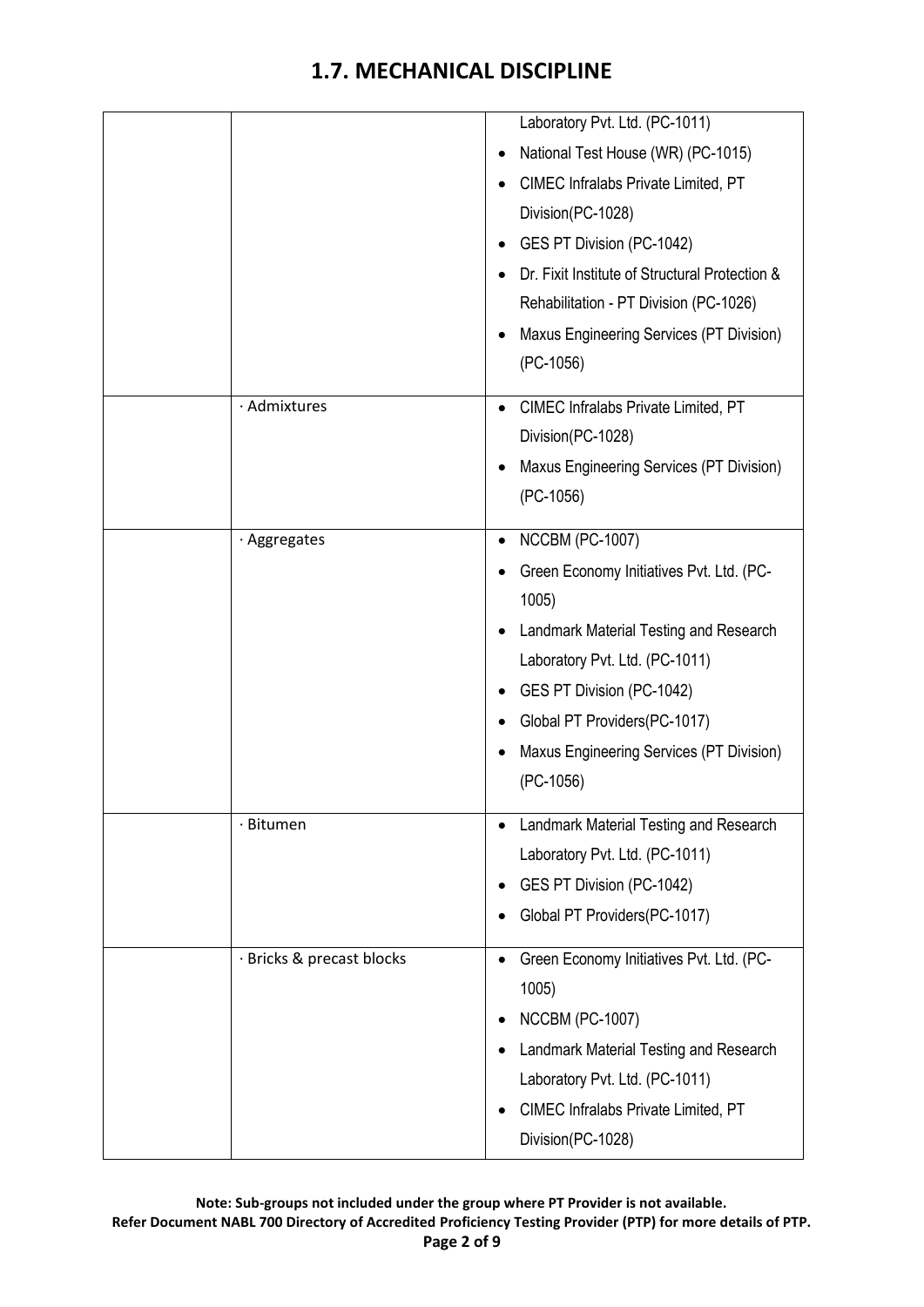# 1.7. MECHANICAL DISCIPLINE

| | | |
|---|---|---|
| | | Laboratory Pvt. Ltd. (PC-1011)<br>• National Test House (WR) (PC-1015)<br>• CIMEC Infralabs Private Limited, PT Division(PC-1028)<br>• GES PT Division (PC-1042)<br>• Dr. Fixit Institute of Structural Protection & Rehabilitation - PT Division (PC-1026)<br>• Maxus Engineering Services (PT Division) (PC-1056) |
| | · Admixtures | • CIMEC Infralabs Private Limited, PT Division(PC-1028)<br>• Maxus Engineering Services (PT Division) (PC-1056) |
| | · Aggregates | • NCCBM (PC-1007)<br>• Green Economy Initiatives Pvt. Ltd. (PC-1005)<br>• Landmark Material Testing and Research Laboratory Pvt. Ltd. (PC-1011)<br>• GES PT Division (PC-1042)<br>• Global PT Providers(PC-1017)<br>• Maxus Engineering Services (PT Division) (PC-1056) |
| | · Bitumen | • Landmark Material Testing and Research Laboratory Pvt. Ltd. (PC-1011)<br>• GES PT Division (PC-1042)<br>• Global PT Providers(PC-1017) |
| | · Bricks & precast blocks | • Green Economy Initiatives Pvt. Ltd. (PC-1005)<br>• NCCBM (PC-1007)<br>• Landmark Material Testing and Research Laboratory Pvt. Ltd. (PC-1011)<br>• CIMEC Infralabs Private Limited, PT Division(PC-1028) |

**Note: Sub-groups not included under the group where PT Provider is not available.**

**Refer Document NABL 700 Directory of Accredited Proficiency Testing Provider (PTP) for more details of PTP.**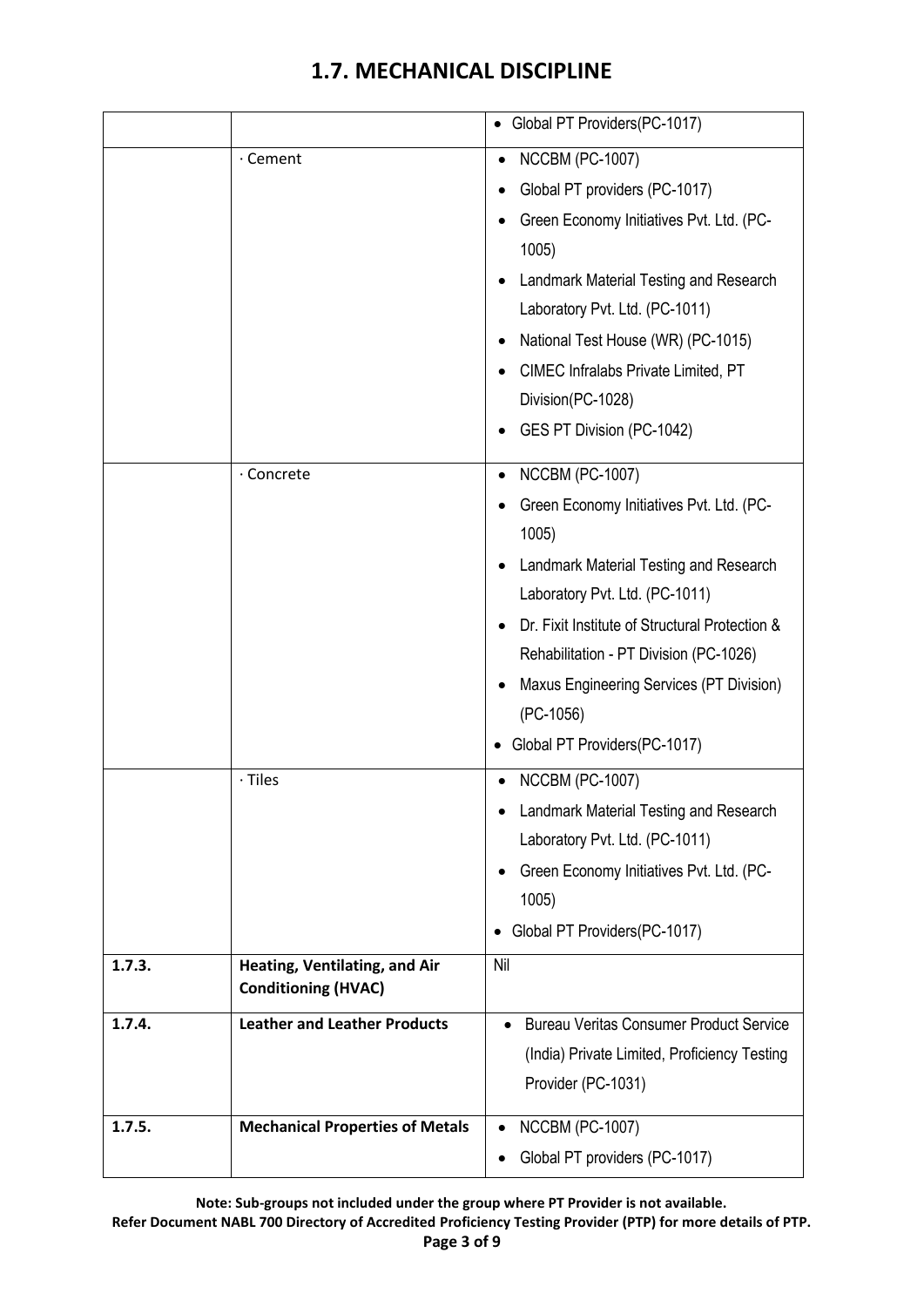## 1.7. MECHANICAL DISCIPLINE

| | | |
|---|---|---|
| | | • Global PT Providers(PC-1017) |
| | · Cement | • NCCBM (PC-1007)<br>• Global PT providers (PC-1017)<br>• Green Economy Initiatives Pvt. Ltd. (PC-1005)<br>• Landmark Material Testing and Research Laboratory Pvt. Ltd. (PC-1011)<br>• National Test House (WR) (PC-1015)<br>• CIMEC Infralabs Private Limited, PT Division(PC-1028)<br>• GES PT Division (PC-1042) |
| | · Concrete | • NCCBM (PC-1007)<br>• Green Economy Initiatives Pvt. Ltd. (PC-1005)<br>• Landmark Material Testing and Research Laboratory Pvt. Ltd. (PC-1011)<br>• Dr. Fixit Institute of Structural Protection & Rehabilitation - PT Division (PC-1026)<br>• Maxus Engineering Services (PT Division) (PC-1056)<br>• Global PT Providers(PC-1017) |
| | · Tiles | • NCCBM (PC-1007)<br>• Landmark Material Testing and Research Laboratory Pvt. Ltd. (PC-1011)<br>• Green Economy Initiatives Pvt. Ltd. (PC-1005)<br>• Global PT Providers(PC-1017) |
| **1.7.3.** | **Heating, Ventilating, and Air Conditioning (HVAC)** | Nil |
| **1.7.4.** | **Leather and Leather Products** | • Bureau Veritas Consumer Product Service (India) Private Limited, Proficiency Testing Provider (PC-1031) |
| **1.7.5.** | **Mechanical Properties of Metals** | • NCCBM (PC-1007)<br>• Global PT providers (PC-1017) |

**Note: Sub-groups not included under the group where PT Provider is not available.**
**Refer Document NABL 700 Directory of Accredited Proficiency Testing Provider (PTP) for more details of PTP.**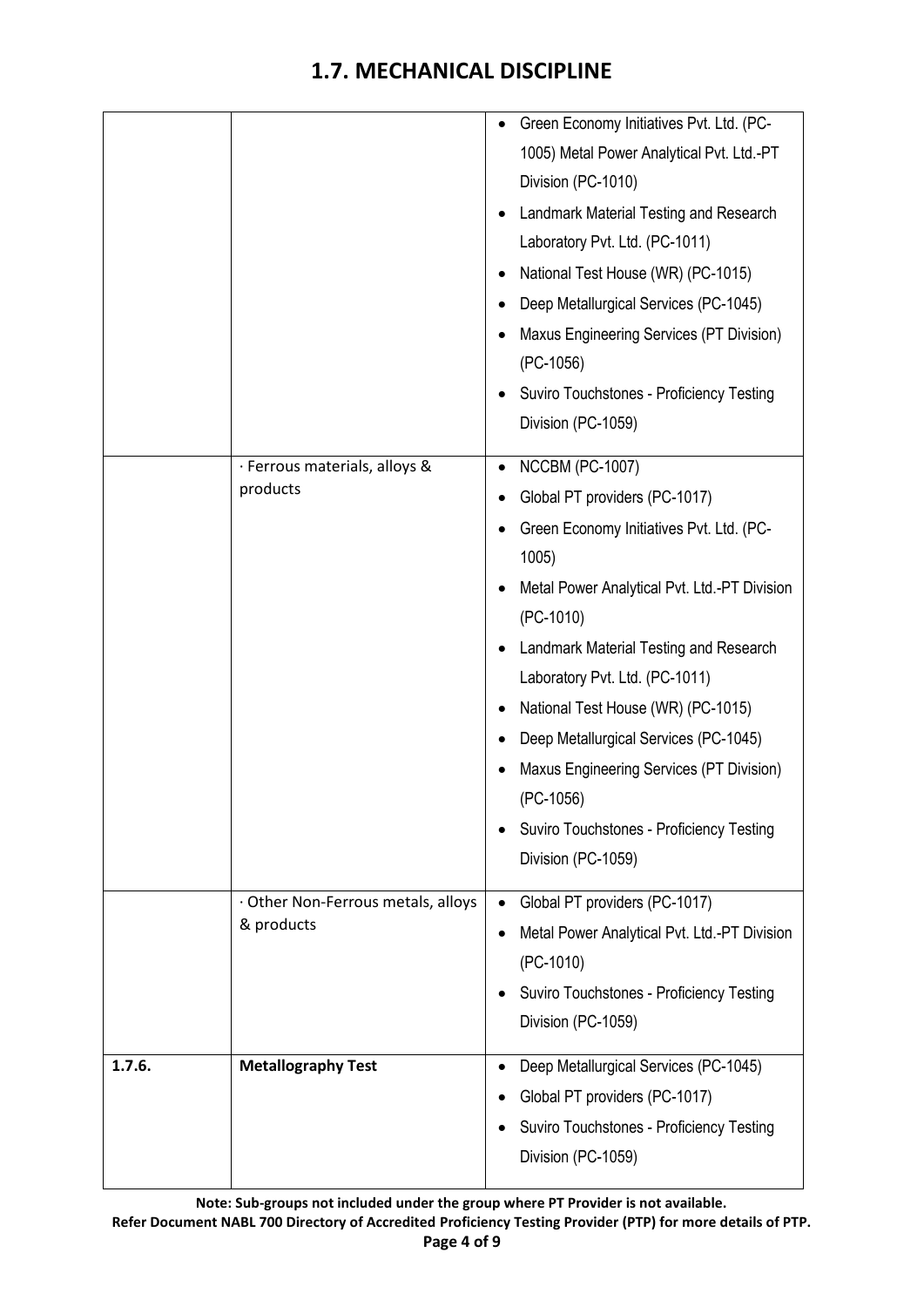## 1.7. MECHANICAL DISCIPLINE

| | | |
|---|---|---|
| | | • Green Economy Initiatives Pvt. Ltd. (PC-1005) Metal Power Analytical Pvt. Ltd.-PT Division (PC-1010)<br>• Landmark Material Testing and Research Laboratory Pvt. Ltd. (PC-1011)<br>• National Test House (WR) (PC-1015)<br>• Deep Metallurgical Services (PC-1045)<br>• Maxus Engineering Services (PT Division) (PC-1056)<br>• Suviro Touchstones - Proficiency Testing Division (PC-1059) |
| | · Ferrous materials, alloys & products | • NCCBM (PC-1007)<br>• Global PT providers (PC-1017)<br>• Green Economy Initiatives Pvt. Ltd. (PC-1005)<br>• Metal Power Analytical Pvt. Ltd.-PT Division (PC-1010)<br>• Landmark Material Testing and Research Laboratory Pvt. Ltd. (PC-1011)<br>• National Test House (WR) (PC-1015)<br>• Deep Metallurgical Services (PC-1045)<br>• Maxus Engineering Services (PT Division) (PC-1056)<br>• Suviro Touchstones - Proficiency Testing Division (PC-1059) |
| | · Other Non-Ferrous metals, alloys & products | • Global PT providers (PC-1017)<br>• Metal Power Analytical Pvt. Ltd.-PT Division (PC-1010)<br>• Suviro Touchstones - Proficiency Testing Division (PC-1059) |
| **1.7.6.** | **Metallography Test** | • Deep Metallurgical Services (PC-1045)<br>• Global PT providers (PC-1017)<br>• Suviro Touchstones - Proficiency Testing Division (PC-1059) |

**Note: Sub-groups not included under the group where PT Provider is not available.**
**Refer Document NABL 700 Directory of Accredited Proficiency Testing Provider (PTP) for more details of PTP.**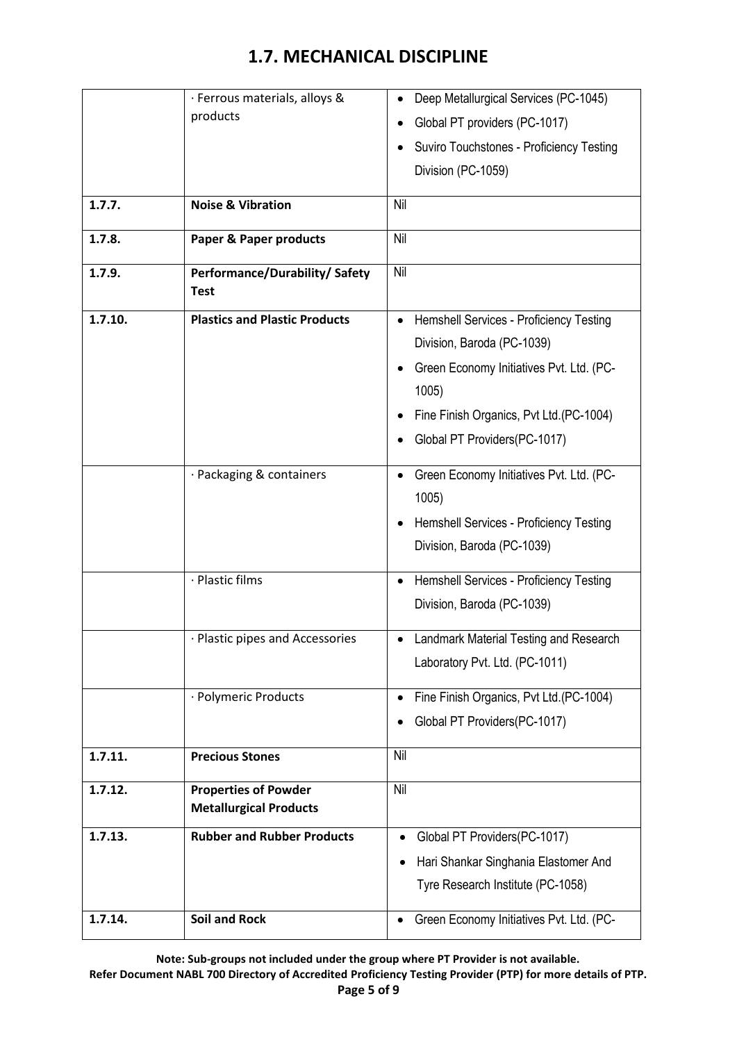## 1.7. MECHANICAL DISCIPLINE

| | | |
|---|---|---|
| | · Ferrous materials, alloys & products | • Deep Metallurgical Services (PC-1045)<br>• Global PT providers (PC-1017)<br>• Suviro Touchstones - Proficiency Testing Division (PC-1059) |
| **1.7.7.** | **Noise & Vibration** | Nil |
| **1.7.8.** | **Paper & Paper products** | Nil |
| **1.7.9.** | **Performance/Durability/ Safety Test** | Nil |
| **1.7.10.** | **Plastics and Plastic Products** | • Hemshell Services - Proficiency Testing Division, Baroda (PC-1039)<br>• Green Economy Initiatives Pvt. Ltd. (PC-1005)<br>• Fine Finish Organics, Pvt Ltd.(PC-1004)<br>• Global PT Providers(PC-1017) |
| | · Packaging & containers | • Green Economy Initiatives Pvt. Ltd. (PC-1005)<br>• Hemshell Services - Proficiency Testing Division, Baroda (PC-1039) |
| | · Plastic films | • Hemshell Services - Proficiency Testing Division, Baroda (PC-1039) |
| | · Plastic pipes and Accessories | • Landmark Material Testing and Research Laboratory Pvt. Ltd. (PC-1011) |
| | · Polymeric Products | • Fine Finish Organics, Pvt Ltd.(PC-1004)<br>• Global PT Providers(PC-1017) |
| **1.7.11.** | **Precious Stones** | Nil |
| **1.7.12.** | **Properties of Powder Metallurgical Products** | Nil |
| **1.7.13.** | **Rubber and Rubber Products** | • Global PT Providers(PC-1017)<br>• Hari Shankar Singhania Elastomer And Tyre Research Institute (PC-1058) |
| **1.7.14.** | **Soil and Rock** | • Green Economy Initiatives Pvt. Ltd. (PC- |

**Note: Sub-groups not included under the group where PT Provider is not available.**

**Refer Document NABL 700 Directory of Accredited Proficiency Testing Provider (PTP) for more details of PTP.**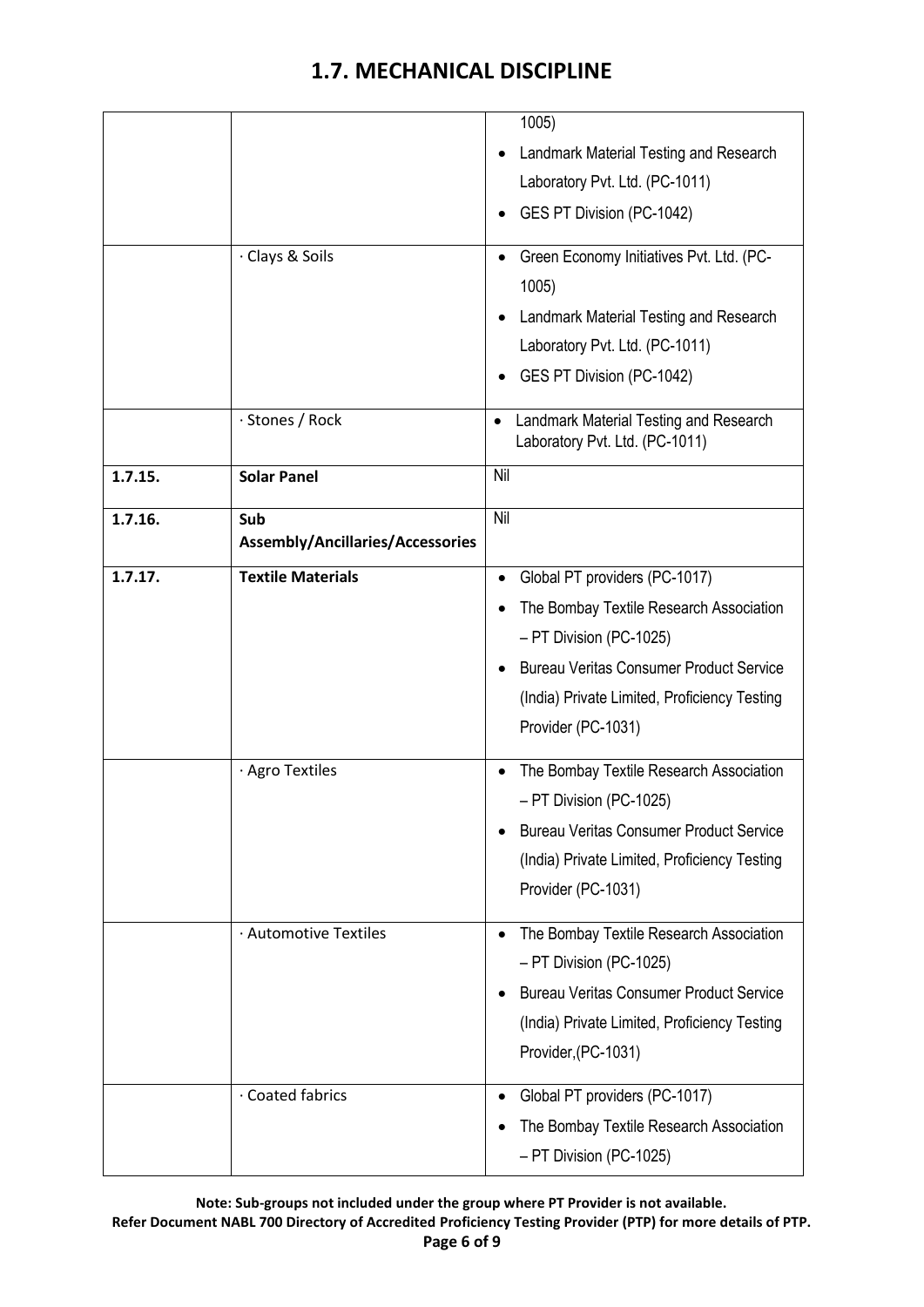## 1.7. MECHANICAL DISCIPLINE

| | | |
|---|---|---|
| | | 1005)<br>• Landmark Material Testing and Research Laboratory Pvt. Ltd. (PC-1011)<br>• GES PT Division (PC-1042) |
| | · Clays & Soils | • Green Economy Initiatives Pvt. Ltd. (PC-1005)<br>• Landmark Material Testing and Research Laboratory Pvt. Ltd. (PC-1011)<br>• GES PT Division (PC-1042) |
| | · Stones / Rock | • Landmark Material Testing and Research Laboratory Pvt. Ltd. (PC-1011) |
| **1.7.15.** | **Solar Panel** | Nil |
| **1.7.16.** | **Sub Assembly/Ancillaries/Accessories** | Nil |
| **1.7.17.** | **Textile Materials** | • Global PT providers (PC-1017)<br>• The Bombay Textile Research Association – PT Division (PC-1025)<br>• Bureau Veritas Consumer Product Service (India) Private Limited, Proficiency Testing Provider (PC-1031) |
| | · Agro Textiles | • The Bombay Textile Research Association – PT Division (PC-1025)<br>• Bureau Veritas Consumer Product Service (India) Private Limited, Proficiency Testing Provider (PC-1031) |
| | · Automotive Textiles | • The Bombay Textile Research Association – PT Division (PC-1025)<br>• Bureau Veritas Consumer Product Service (India) Private Limited, Proficiency Testing Provider,(PC-1031) |
| | · Coated fabrics | • Global PT providers (PC-1017)<br>• The Bombay Textile Research Association – PT Division (PC-1025) |

**Note: Sub-groups not included under the group where PT Provider is not available.**

**Refer Document NABL 700 Directory of Accredited Proficiency Testing Provider (PTP) for more details of PTP.**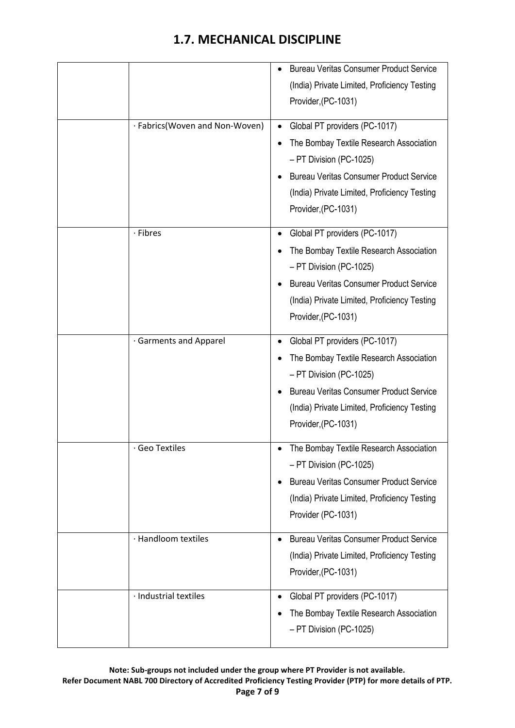## 1.7. MECHANICAL DISCIPLINE

| | | |
|---|---|---|
| | | • Bureau Veritas Consumer Product Service (India) Private Limited, Proficiency Testing Provider,(PC-1031) |
| | · Fabrics(Woven and Non-Woven) | • Global PT providers (PC-1017)<br>• The Bombay Textile Research Association – PT Division (PC-1025)<br>• Bureau Veritas Consumer Product Service (India) Private Limited, Proficiency Testing Provider,(PC-1031) |
| | · Fibres | • Global PT providers (PC-1017)<br>• The Bombay Textile Research Association – PT Division (PC-1025)<br>• Bureau Veritas Consumer Product Service (India) Private Limited, Proficiency Testing Provider,(PC-1031) |
| | · Garments and Apparel | • Global PT providers (PC-1017)<br>• The Bombay Textile Research Association – PT Division (PC-1025)<br>• Bureau Veritas Consumer Product Service (India) Private Limited, Proficiency Testing Provider,(PC-1031) |
| | · Geo Textiles | • The Bombay Textile Research Association – PT Division (PC-1025)<br>• Bureau Veritas Consumer Product Service (India) Private Limited, Proficiency Testing Provider (PC-1031) |
| | · Handloom textiles | • Bureau Veritas Consumer Product Service (India) Private Limited, Proficiency Testing Provider,(PC-1031) |
| | · Industrial textiles | • Global PT providers (PC-1017)<br>• The Bombay Textile Research Association – PT Division (PC-1025) |

**Note: Sub-groups not included under the group where PT Provider is not available.**

**Refer Document NABL 700 Directory of Accredited Proficiency Testing Provider (PTP) for more details of PTP.**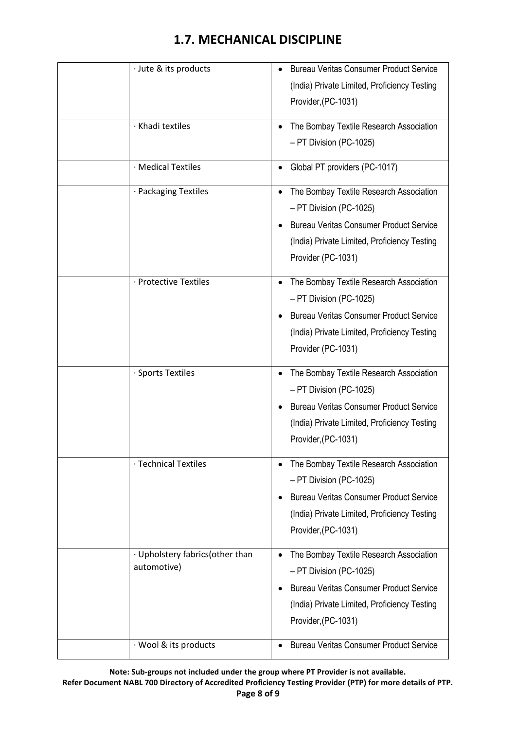## 1.7. MECHANICAL DISCIPLINE

| | | |
|---|---|---|
| | · Jute & its products | • Bureau Veritas Consumer Product Service (India) Private Limited, Proficiency Testing Provider,(PC-1031) |
| | · Khadi textiles | • The Bombay Textile Research Association – PT Division (PC-1025) |
| | · Medical Textiles | • Global PT providers (PC-1017) |
| | · Packaging Textiles | • The Bombay Textile Research Association – PT Division (PC-1025)<br>• Bureau Veritas Consumer Product Service (India) Private Limited, Proficiency Testing Provider (PC-1031) |
| | · Protective Textiles | • The Bombay Textile Research Association – PT Division (PC-1025)<br>• Bureau Veritas Consumer Product Service (India) Private Limited, Proficiency Testing Provider (PC-1031) |
| | · Sports Textiles | • The Bombay Textile Research Association – PT Division (PC-1025)<br>• Bureau Veritas Consumer Product Service (India) Private Limited, Proficiency Testing Provider,(PC-1031) |
| | · Technical Textiles | • The Bombay Textile Research Association – PT Division (PC-1025)<br>• Bureau Veritas Consumer Product Service (India) Private Limited, Proficiency Testing Provider,(PC-1031) |
| | · Upholstery fabrics(other than automotive) | • The Bombay Textile Research Association – PT Division (PC-1025)<br>• Bureau Veritas Consumer Product Service (India) Private Limited, Proficiency Testing Provider,(PC-1031) |
| | · Wool & its products | • Bureau Veritas Consumer Product Service |

**Note: Sub-groups not included under the group where PT Provider is not available.**
**Refer Document NABL 700 Directory of Accredited Proficiency Testing Provider (PTP) for more details of PTP.**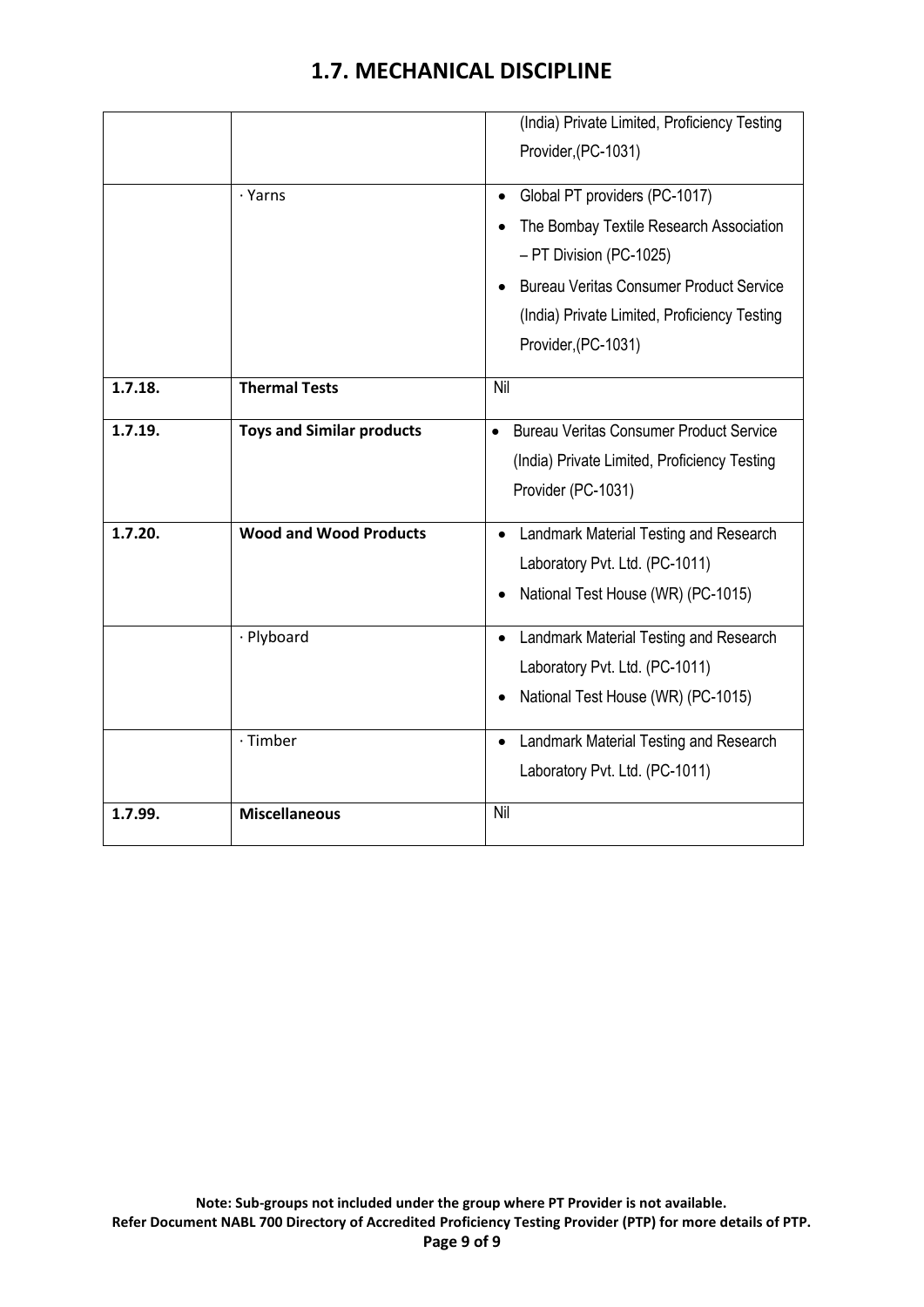## 1.7. MECHANICAL DISCIPLINE

| | | |
|---|---|---|
| | | (India) Private Limited, Proficiency Testing Provider,(PC-1031) |
| | · Yarns | • Global PT providers (PC-1017)<br>• The Bombay Textile Research Association – PT Division (PC-1025)<br>• Bureau Veritas Consumer Product Service (India) Private Limited, Proficiency Testing Provider,(PC-1031) |
| **1.7.18.** | **Thermal Tests** | Nil |
| **1.7.19.** | **Toys and Similar products** | • Bureau Veritas Consumer Product Service (India) Private Limited, Proficiency Testing Provider (PC-1031) |
| **1.7.20.** | **Wood and Wood Products** | • Landmark Material Testing and Research Laboratory Pvt. Ltd. (PC-1011)<br>• National Test House (WR) (PC-1015) |
| | · Plyboard | • Landmark Material Testing and Research Laboratory Pvt. Ltd. (PC-1011)<br>• National Test House (WR) (PC-1015) |
| | · Timber | • Landmark Material Testing and Research Laboratory Pvt. Ltd. (PC-1011) |
| **1.7.99.** | **Miscellaneous** | Nil |

**Note: Sub-groups not included under the group where PT Provider is not available.**
**Refer Document NABL 700 Directory of Accredited Proficiency Testing Provider (PTP) for more details of PTP.**